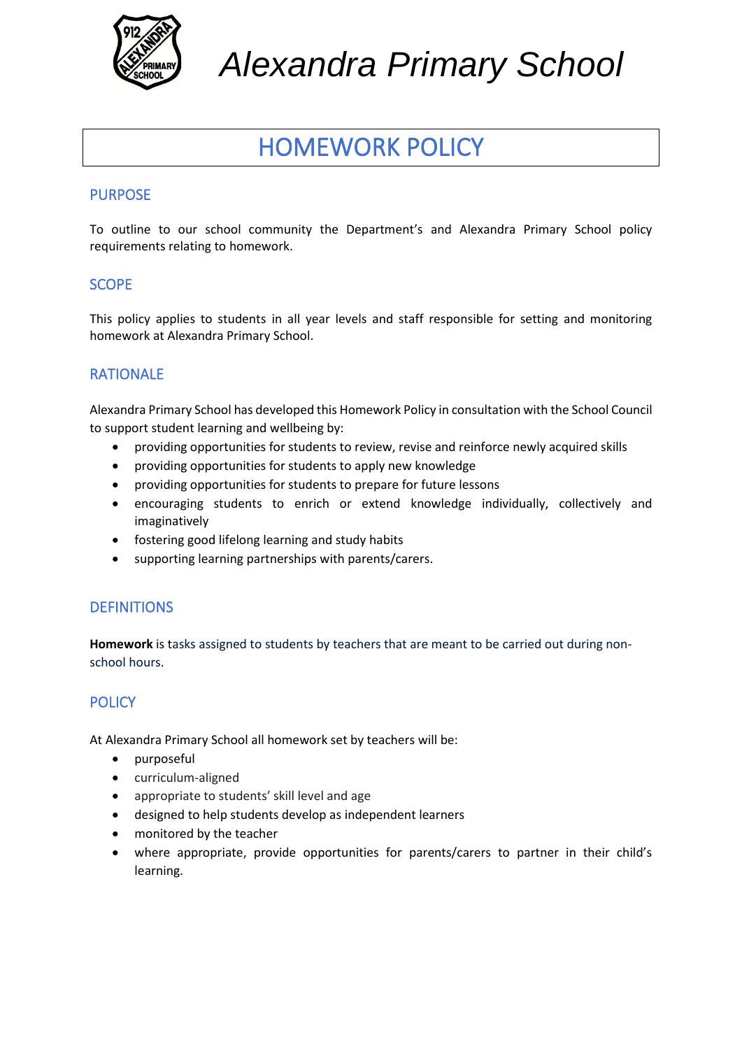# Alexandra Primary School

# HOMEWORK POLICY

## PURPOSE

To outline to our school community the Department's and Alexandra Primary School policy requirements relating to homework.

## SCOPE

This policy applies to students in all year levels and staff responsible for setting and monitoring homework at Alexandra Primary School.

## RATIONALE

Alexandra Primary School has developed this Homework Policy in consultation with the School Council to support student learning and wellbeing by:

- providing opportunities for students to review, revise and reinforce newly acquired skills
- providing opportunities for students to apply new knowledge
- providing opportunities for students to prepare for future lessons
- encouraging students to enrich or extend knowledge individually, collectively and imaginatively
- fostering good lifelong learning and study habits
- supporting learning partnerships with parents/carers.

## DEFINITIONS

**Homework** is tasks assigned to students by teachers that are meant to be carried out during non-school hours.

## POLICY

At Alexandra Primary School all homework set by teachers will be:

- purposeful
- curriculum-aligned
- appropriate to students' skill level and age
- designed to help students develop as independent learners
- monitored by the teacher
- where appropriate, provide opportunities for parents/carers to partner in their child's learning.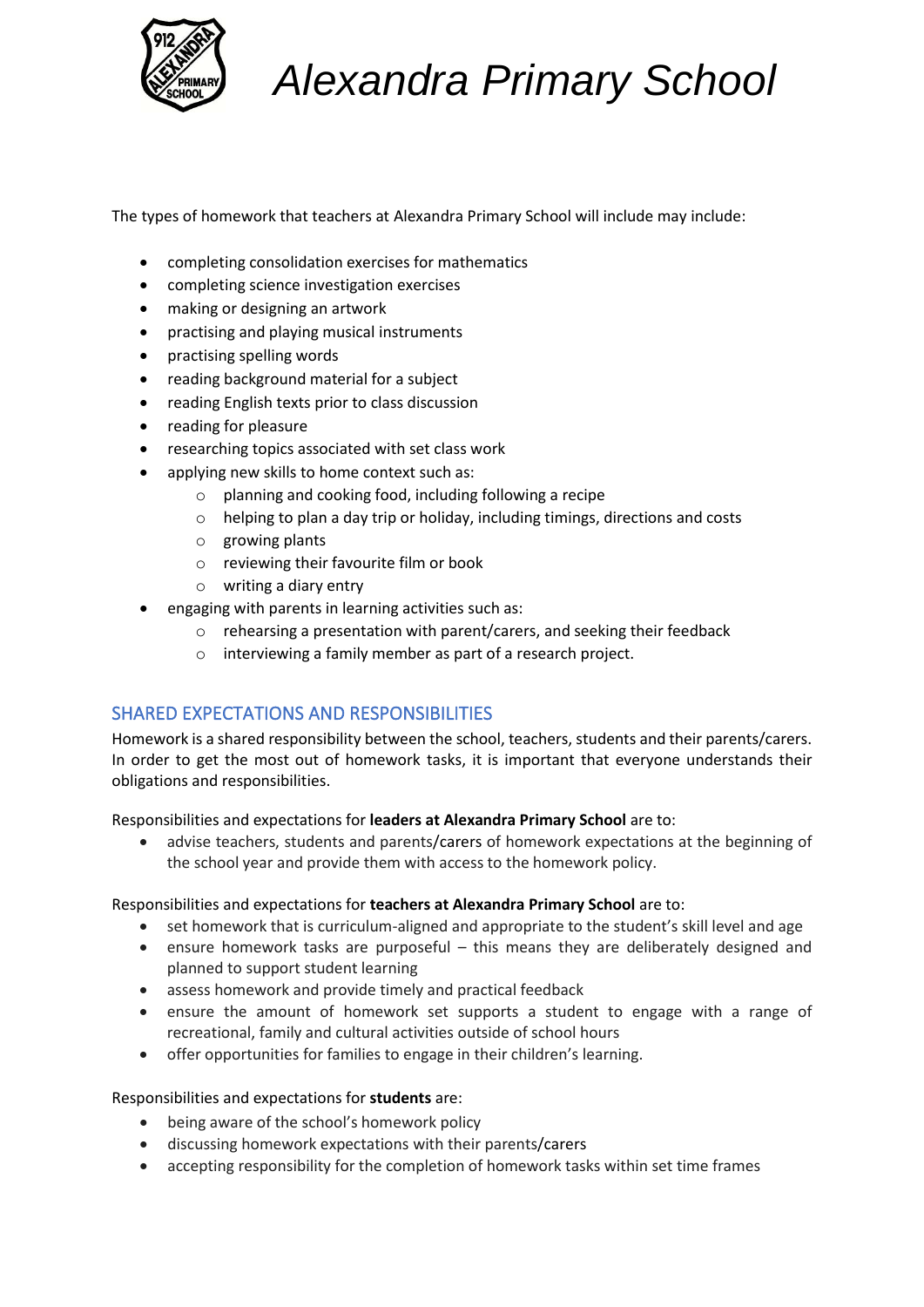# *Alexandra Primary School*

The types of homework that teachers at Alexandra Primary School will include may include:

- completing consolidation exercises for mathematics
- completing science investigation exercises
- making or designing an artwork
- practising and playing musical instruments
- practising spelling words
- reading background material for a subject
- reading English texts prior to class discussion
- reading for pleasure
- researching topics associated with set class work
- applying new skills to home context such as:
  - planning and cooking food, including following a recipe
  - helping to plan a day trip or holiday, including timings, directions and costs
  - growing plants
  - reviewing their favourite film or book
  - writing a diary entry
- engaging with parents in learning activities such as:
  - rehearsing a presentation with parent/carers, and seeking their feedback
  - interviewing a family member as part of a research project.

## SHARED EXPECTATIONS AND RESPONSIBILITIES

Homework is a shared responsibility between the school, teachers, students and their parents/carers. In order to get the most out of homework tasks, it is important that everyone understands their obligations and responsibilities.

Responsibilities and expectations for **leaders at Alexandra Primary School** are to:

- advise teachers, students and parents/carers of homework expectations at the beginning of the school year and provide them with access to the homework policy.

Responsibilities and expectations for **teachers at Alexandra Primary School** are to:

- set homework that is curriculum-aligned and appropriate to the student's skill level and age
- ensure homework tasks are purposeful – this means they are deliberately designed and planned to support student learning
- assess homework and provide timely and practical feedback
- ensure the amount of homework set supports a student to engage with a range of recreational, family and cultural activities outside of school hours
- offer opportunities for families to engage in their children's learning.

Responsibilities and expectations for **students** are:

- being aware of the school's homework policy
- discussing homework expectations with their parents/carers
- accepting responsibility for the completion of homework tasks within set time frames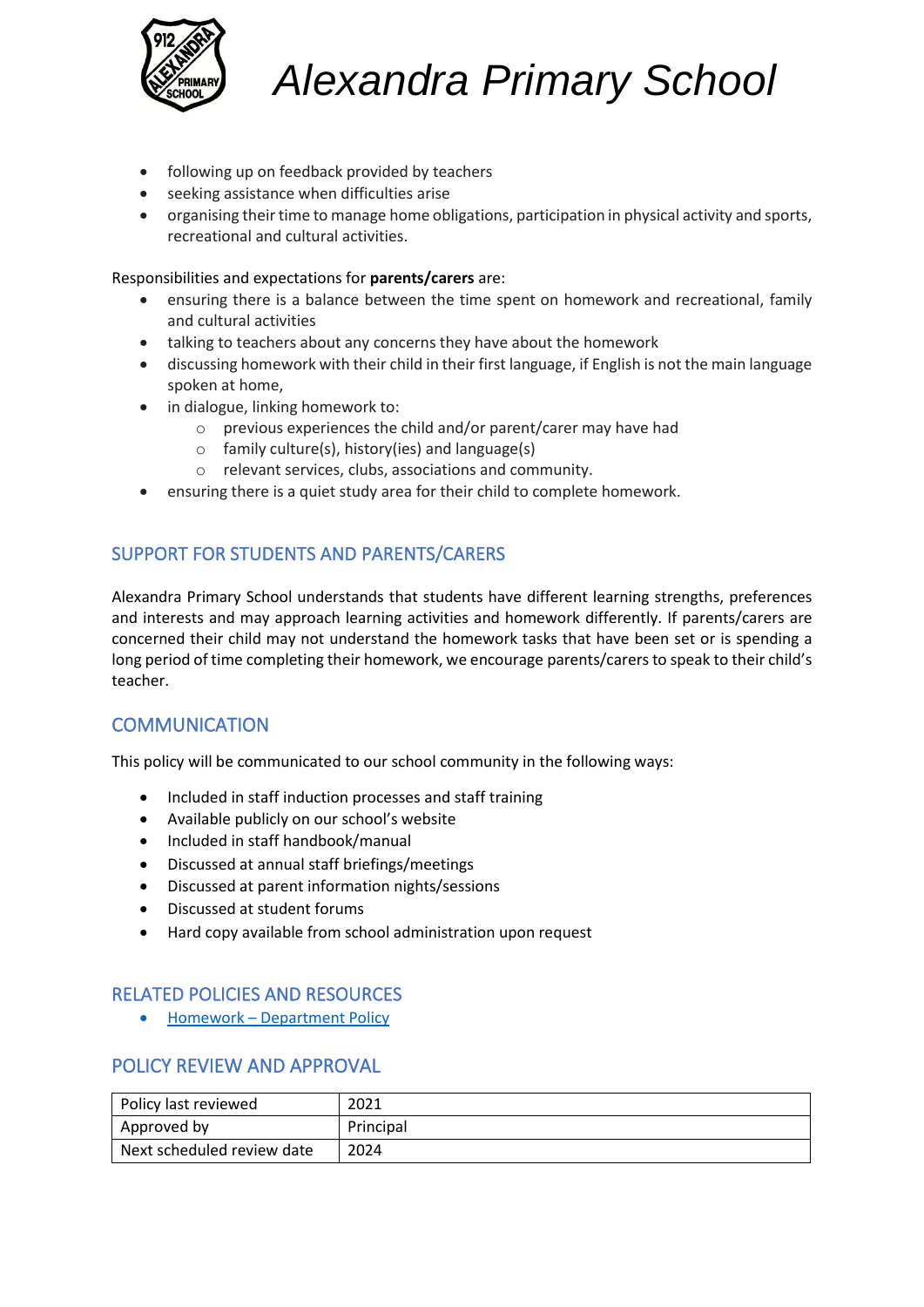- following up on feedback provided by teachers
- seeking assistance when difficulties arise
- organising their time to manage home obligations, participation in physical activity and sports, recreational and cultural activities.

Responsibilities and expectations for **parents/carers** are:

- ensuring there is a balance between the time spent on homework and recreational, family and cultural activities
- talking to teachers about any concerns they have about the homework
- discussing homework with their child in their first language, if English is not the main language spoken at home,
- in dialogue, linking homework to:
  - previous experiences the child and/or parent/carer may have had
  - family culture(s), history(ies) and language(s)
  - relevant services, clubs, associations and community.
- ensuring there is a quiet study area for their child to complete homework.

## SUPPORT FOR STUDENTS AND PARENTS/CARERS

Alexandra Primary School understands that students have different learning strengths, preferences and interests and may approach learning activities and homework differently. If parents/carers are concerned their child may not understand the homework tasks that have been set or is spending a long period of time completing their homework, we encourage parents/carers to speak to their child's teacher.

## COMMUNICATION

This policy will be communicated to our school community in the following ways:

- Included in staff induction processes and staff training
- Available publicly on our school's website
- Included in staff handbook/manual
- Discussed at annual staff briefings/meetings
- Discussed at parent information nights/sessions
- Discussed at student forums
- Hard copy available from school administration upon request

## RELATED POLICIES AND RESOURCES

- Homework – Department Policy

## POLICY REVIEW AND APPROVAL

| | |
|---|---|
| Policy last reviewed | 2021 |
| Approved by | Principal |
| Next scheduled review date | 2024 |